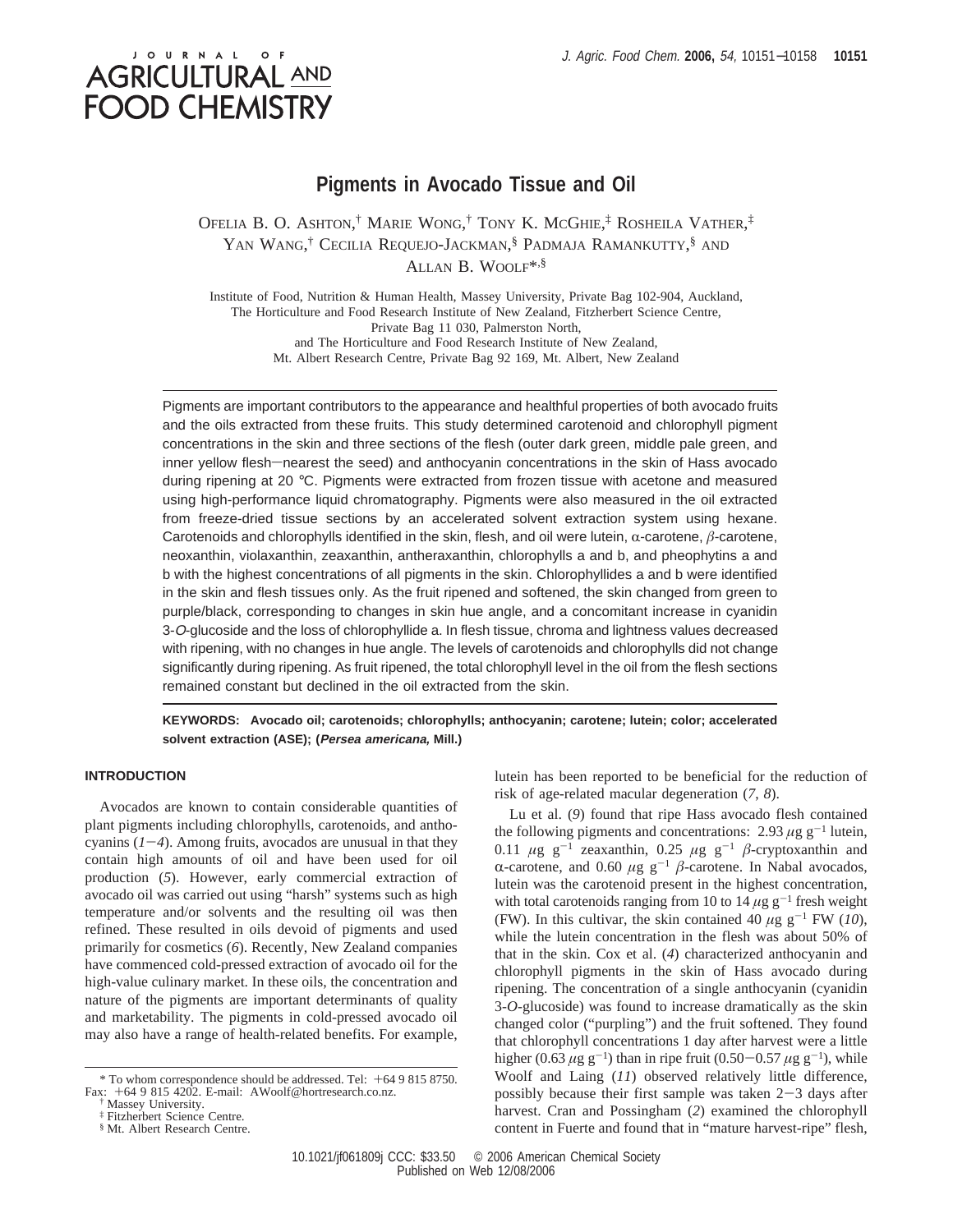# Pigments in Avocado Tissue and Oil

Ofelia B. O. Ashton,[†] Marie Wong,[†] Tony K. McGhie,[‡] Rosheila Vather,[‡] Yan Wang,[†] Cecilia Requejo-Jackman,[§] Padmaja Ramankutty,[§] and Allan B. Woolf*,[§]

Institute of Food, Nutrition & Human Health, Massey University, Private Bag 102-904, Auckland, The Horticulture and Food Research Institute of New Zealand, Fitzherbert Science Centre, Private Bag 11 030, Palmerston North, and The Horticulture and Food Research Institute of New Zealand, Mt. Albert Research Centre, Private Bag 92 169, Mt. Albert, New Zealand

Pigments are important contributors to the appearance and healthful properties of both avocado fruits and the oils extracted from these fruits. This study determined carotenoid and chlorophyll pigment concentrations in the skin and three sections of the flesh (outer dark green, middle pale green, and inner yellow flesh—nearest the seed) and anthocyanin concentrations in the skin of Hass avocado during ripening at 20 °C. Pigments were extracted from frozen tissue with acetone and measured using high-performance liquid chromatography. Pigments were also measured in the oil extracted from freeze-dried tissue sections by an accelerated solvent extraction system using hexane. Carotenoids and chlorophylls identified in the skin, flesh, and oil were lutein, α-carotene, β-carotene, neoxanthin, violaxanthin, zeaxanthin, antheraxanthin, chlorophylls a and b, and pheophytins a and b with the highest concentrations of all pigments in the skin. Chlorophyllides a and b were identified in the skin and flesh tissues only. As the fruit ripened and softened, the skin changed from green to purple/black, corresponding to changes in skin hue angle, and a concomitant increase in cyanidin 3-*O*-glucoside and the loss of chlorophyllide a. In flesh tissue, chroma and lightness values decreased with ripening, with no changes in hue angle. The levels of carotenoids and chlorophylls did not change significantly during ripening. As fruit ripened, the total chlorophyll level in the oil from the flesh sections remained constant but declined in the oil extracted from the skin.

**KEYWORDS: Avocado oil; carotenoids; chlorophylls; anthocyanin; carotene; lutein; color; accelerated solvent extraction (ASE); (*Persea americana,* Mill.)**

## INTRODUCTION

Avocados are known to contain considerable quantities of plant pigments including chlorophylls, carotenoids, and anthocyanins (*1*−*4*). Among fruits, avocados are unusual in that they contain high amounts of oil and have been used for oil production (*5*). However, early commercial extraction of avocado oil was carried out using "harsh" systems such as high temperature and/or solvents and the resulting oil was then refined. These resulted in oils devoid of pigments and used primarily for cosmetics (*6*). Recently, New Zealand companies have commenced cold-pressed extraction of avocado oil for the high-value culinary market. In these oils, the concentration and nature of the pigments are important determinants of quality and marketability. The pigments in cold-pressed avocado oil may also have a range of health-related benefits. For example, lutein has been reported to be beneficial for the reduction of risk of age-related macular degeneration (*7*, *8*).

Lu et al. (*9*) found that ripe Hass avocado flesh contained the following pigments and concentrations: 2.93 μg g$^{-1}$ lutein, 0.11 μg g$^{-1}$ zeaxanthin, 0.25 μg g$^{-1}$ β-cryptoxanthin and α-carotene, and 0.60 μg g$^{-1}$ β-carotene. In Nabal avocados, lutein was the carotenoid present in the highest concentration, with total carotenoids ranging from 10 to 14 μg g$^{-1}$ fresh weight (FW). In this cultivar, the skin contained 40 μg g$^{-1}$ FW (*10*), while the lutein concentration in the flesh was about 50% of that in the skin. Cox et al. (*4*) characterized anthocyanin and chlorophyll pigments in the skin of Hass avocado during ripening. The concentration of a single anthocyanin (cyanidin 3-*O*-glucoside) was found to increase dramatically as the skin changed color ("purpling") and the fruit softened. They found that chlorophyll concentrations 1 day after harvest were a little higher (0.63 μg g$^{-1}$) than in ripe fruit (0.50−0.57 μg g$^{-1}$), while Woolf and Laing (*11*) observed relatively little difference, possibly because their first sample was taken 2−3 days after harvest. Cran and Possingham (*2*) examined the chlorophyll content in Fuerte and found that in "mature harvest-ripe" flesh,

\* To whom correspondence should be addressed. Tel: +64 9 815 8750. Fax: +64 9 815 4202. E-mail: AWoolf@hortresearch.co.nz.
[†] Massey University.
[‡] Fitzherbert Science Centre.
[§] Mt. Albert Research Centre.

10.1021/jf061809j CCC: $33.50 © 2006 American Chemical Society
Published on Web 12/08/2006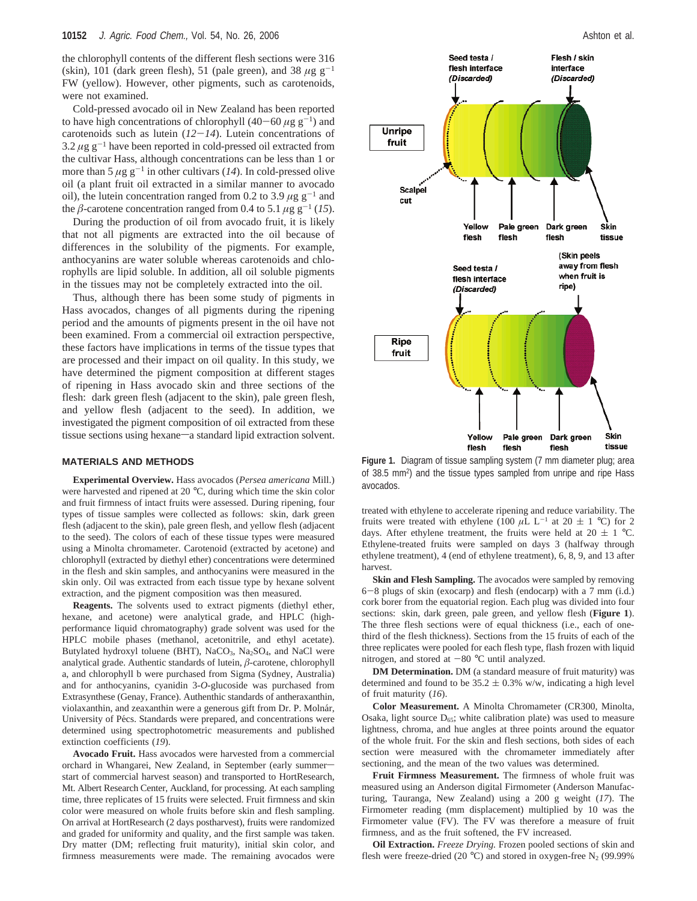the chlorophyll contents of the different flesh sections were 316 (skin), 101 (dark green flesh), 51 (pale green), and 38 $\mu$g g$^{-1}$ FW (yellow). However, other pigments, such as carotenoids, were not examined.

Cold-pressed avocado oil in New Zealand has been reported to have high concentrations of chlorophyll (40–60 $\mu$g g$^{-1}$) and carotenoids such as lutein (*12–14*). Lutein concentrations of 3.2 $\mu$g g$^{-1}$ have been reported in cold-pressed oil extracted from the cultivar Hass, although concentrations can be less than 1 or more than 5 $\mu$g g$^{-1}$ in other cultivars (*14*). In cold-pressed olive oil (a plant fruit oil extracted in a similar manner to avocado oil), the lutein concentration ranged from 0.2 to 3.9 $\mu$g g$^{-1}$ and the $\beta$-carotene concentration ranged from 0.4 to 5.1 $\mu$g g$^{-1}$ (*15*).

During the production of oil from avocado fruit, it is likely that not all pigments are extracted into the oil because of differences in the solubility of the pigments. For example, anthocyanins are water soluble whereas carotenoids and chlorophylls are lipid soluble. In addition, all oil soluble pigments in the tissues may not be completely extracted into the oil.

Thus, although there has been some study of pigments in Hass avocados, changes of all pigments during the ripening period and the amounts of pigments present in the oil have not been examined. From a commercial oil extraction perspective, these factors have implications in terms of the tissue types that are processed and their impact on oil quality. In this study, we have determined the pigment composition at different stages of ripening in Hass avocado skin and three sections of the flesh: dark green flesh (adjacent to the skin), pale green flesh, and yellow flesh (adjacent to the seed). In addition, we investigated the pigment composition of oil extracted from these tissue sections using hexane—a standard lipid extraction solvent.

## MATERIALS AND METHODS

**Experimental Overview.** Hass avocados (*Persea americana* Mill.) were harvested and ripened at 20 °C, during which time the skin color and fruit firmness of intact fruits were assessed. During ripening, four types of tissue samples were collected as follows: skin, dark green flesh (adjacent to the skin), pale green flesh, and yellow flesh (adjacent to the seed). The colors of each of these tissue types were measured using a Minolta chromameter. Carotenoid (extracted by acetone) and chlorophyll (extracted by diethyl ether) concentrations were determined in the flesh and skin samples, and anthocyanins were measured in the skin only. Oil was extracted from each tissue type by hexane solvent extraction, and the pigment composition was then measured.

**Reagents.** The solvents used to extract pigments (diethyl ether, hexane, and acetone) were analytical grade, and HPLC (high-performance liquid chromatography) grade solvent was used for the HPLC mobile phases (methanol, acetonitrile, and ethyl acetate). Butylated hydroxyl toluene (BHT), $NaCO_3$, $Na_2SO_4$, and NaCl were analytical grade. Authentic standards of lutein, $\beta$-carotene, chlorophyll a, and chlorophyll b were purchased from Sigma (Sydney, Australia) and for anthocyanins, cyanidin 3-*O*-glucoside was purchased from Extrasynthese (Genay, France). Authenthic standards of antheraxanthin, violaxanthin, and zeaxanthin were a generous gift from Dr. P. Molnár, University of Pécs. Standards were prepared, and concentrations were determined using spectrophotometric measurements and published extinction coefficients (*19*).

**Avocado Fruit.** Hass avocados were harvested from a commercial orchard in Whangarei, New Zealand, in September (early summer—start of commercial harvest season) and transported to HortResearch, Mt. Albert Research Center, Auckland, for processing. At each sampling time, three replicates of 15 fruits were selected. Fruit firmness and skin color were measured on whole fruits before skin and flesh sampling. On arrival at HortResearch (2 days postharvest), fruits were randomized and graded for uniformity and quality, and the first sample was taken. Dry matter (DM; reflecting fruit maturity), initial skin color, and firmness measurements were made. The remaining avocados were treated with ethylene to accelerate ripening and reduce variability. The fruits were treated with ethylene (100 $\mu$L L$^{-1}$ at 20 ± 1 °C) for 2 days. After ethylene treatment, the fruits were held at 20 ± 1 °C. Ethylene-treated fruits were sampled on days 3 (halfway through ethylene treatment), 4 (end of ethylene treatment), 6, 8, 9, and 13 after harvest.

Seed testa / flesh interface (Discarded)
Flesh / skin interface (Discarded)
Unripe fruit
Scalpel cut
Yellow flesh
Pale green flesh
Dark green flesh
Skin tissue
Seed testa / flesh interface (Discarded)
(Skin peels away from flesh when fruit is ripe)
Ripe fruit
Yellow flesh
Pale green flesh
Dark green flesh
Skin tissue

**Figure 1.** Diagram of tissue sampling system (7 mm diameter plug; area of 38.5 mm$^2$) and the tissue types sampled from unripe and ripe Hass avocados.

**Skin and Flesh Sampling.** The avocados were sampled by removing 6–8 plugs of skin (exocarp) and flesh (endocarp) with a 7 mm (i.d.) cork borer from the equatorial region. Each plug was divided into four sections: skin, dark green, pale green, and yellow flesh (**Figure 1**). The three flesh sections were of equal thickness (i.e., each of one-third of the flesh thickness). Sections from the 15 fruits of each of the three replicates were pooled for each flesh type, flash frozen with liquid nitrogen, and stored at −80 °C until analyzed.

**DM Determination.** DM (a standard measure of fruit maturity) was determined and found to be 35.2 ± 0.3% w/w, indicating a high level of fruit maturity (*16*).

**Color Measurement.** A Minolta Chromameter (CR300, Minolta, Osaka, light source $D_{65}$; white calibration plate) was used to measure lightness, chroma, and hue angles at three points around the equator of the whole fruit. For the skin and flesh sections, both sides of each section were measured with the chromameter immediately after sectioning, and the mean of the two values was determined.

**Fruit Firmness Measurement.** The firmness of whole fruit was measured using an Anderson digital Firmometer (Anderson Manufacturing, Tauranga, New Zealand) using a 200 g weight (*17*). The Firmometer reading (mm displacement) multiplied by 10 was the Firmometer value (FV). The FV was therefore a measure of fruit firmness, and as the fruit softened, the FV increased.

**Oil Extraction.** *Freeze Drying.* Frozen pooled sections of skin and flesh were freeze-dried (20 °C) and stored in oxygen-free $N_2$ (99.99%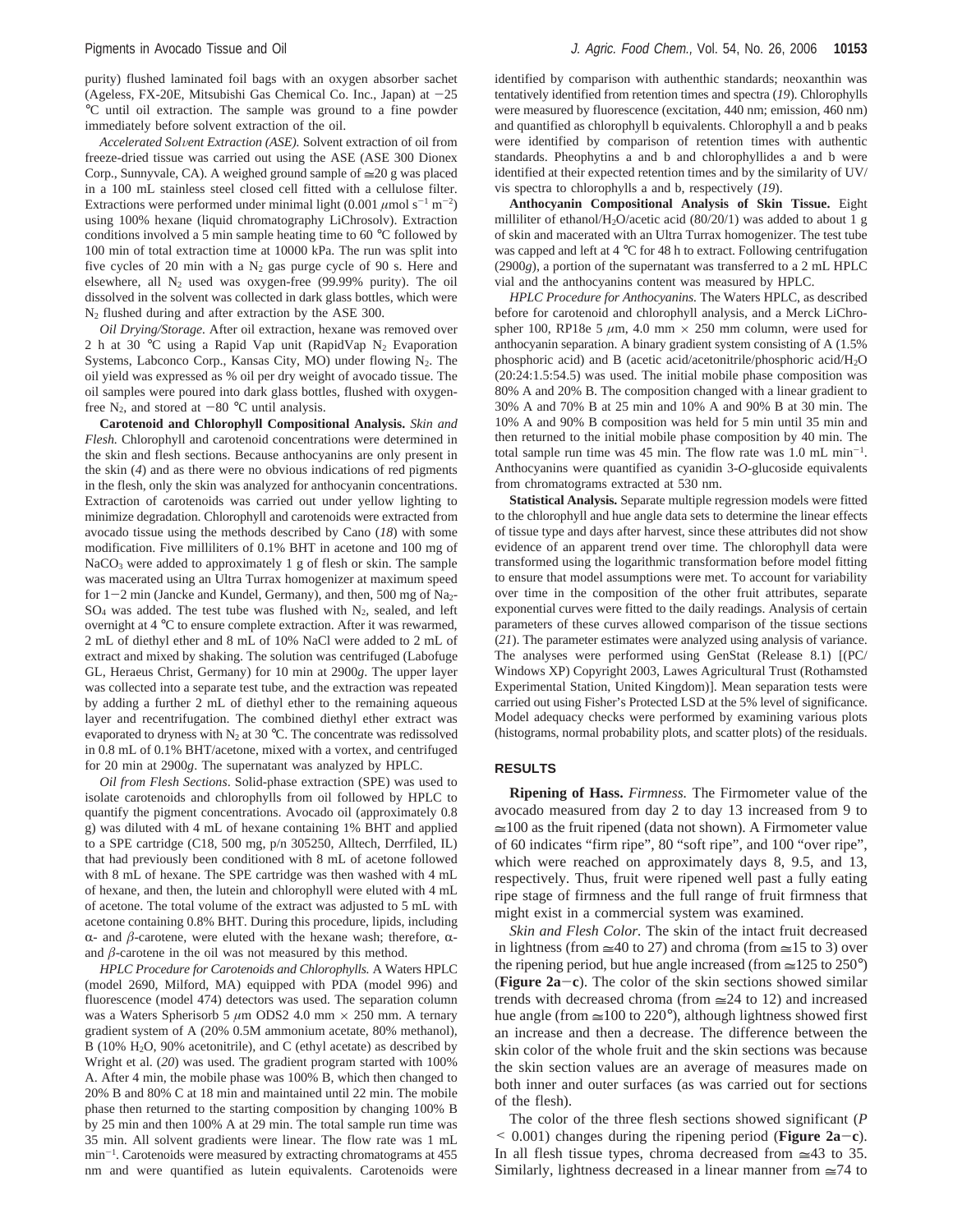purity) flushed laminated foil bags with an oxygen absorber sachet (Ageless, FX-20E, Mitsubishi Gas Chemical Co. Inc., Japan) at −25 °C until oil extraction. The sample was ground to a fine powder immediately before solvent extraction of the oil.

*Accelerated Solvent Extraction (ASE).* Solvent extraction of oil from freeze-dried tissue was carried out using the ASE (ASE 300 Dionex Corp., Sunnyvale, CA). A weighed ground sample of ≅20 g was placed in a 100 mL stainless steel closed cell fitted with a cellulose filter. Extractions were performed under minimal light (0.001 $\mu$mol $s^{-1}$ $m^{-2}$) using 100% hexane (liquid chromatography LiChrosolv). Extraction conditions involved a 5 min sample heating time to 60 °C followed by 100 min of total extraction time at 10000 kPa. The run was split into five cycles of 20 min with a $N_2$ gas purge cycle of 90 s. Here and elsewhere, all $N_2$ used was oxygen-free (99.99% purity). The oil dissolved in the solvent was collected in dark glass bottles, which were $N_2$ flushed during and after extraction by the ASE 300.

*Oil Drying/Storage.* After oil extraction, hexane was removed over 2 h at 30 °C using a Rapid Vap unit (RapidVap $N_2$ Evaporation Systems, Labconco Corp., Kansas City, MO) under flowing $N_2$. The oil yield was expressed as % oil per dry weight of avocado tissue. The oil samples were poured into dark glass bottles, flushed with oxygen-free $N_2$, and stored at −80 °C until analysis.

**Carotenoid and Chlorophyll Compositional Analysis.** *Skin and Flesh.* Chlorophyll and carotenoid concentrations were determined in the skin and flesh sections. Because anthocyanins are only present in the skin (*4*) and as there were no obvious indications of red pigments in the flesh, only the skin was analyzed for anthocyanin concentrations. Extraction of carotenoids was carried out under yellow lighting to minimize degradation. Chlorophyll and carotenoids were extracted from avocado tissue using the methods described by Cano (*18*) with some modification. Five milliliters of 0.1% BHT in acetone and 100 mg of $NaCO_3$ were added to approximately 1 g of flesh or skin. The sample was macerated using an Ultra Turrax homogenizer at maximum speed for 1−2 min (Jancke and Kundel, Germany), and then, 500 mg of $Na_2SO_4$ was added. The test tube was flushed with $N_2$, sealed, and left overnight at 4 °C to ensure complete extraction. After it was rewarmed, 2 mL of diethyl ether and 8 mL of 10% NaCl were added to 2 mL of extract and mixed by shaking. The solution was centrifuged (Labofuge GL, Heraeus Christ, Germany) for 10 min at 2900*g*. The upper layer was collected into a separate test tube, and the extraction was repeated by adding a further 2 mL of diethyl ether to the remaining aqueous layer and recentrifugation. The combined diethyl ether extract was evaporated to dryness with $N_2$ at 30 °C. The concentrate was redissolved in 0.8 mL of 0.1% BHT/acetone, mixed with a vortex, and centrifuged for 20 min at 2900*g*. The supernatant was analyzed by HPLC.

*Oil from Flesh Sections*. Solid-phase extraction (SPE) was used to isolate carotenoids and chlorophylls from oil followed by HPLC to quantify the pigment concentrations. Avocado oil (approximately 0.8 g) was diluted with 4 mL of hexane containing 1% BHT and applied to a SPE cartridge (C18, 500 mg, p/n 305250, Alltech, Derrfiled, IL) that had previously been conditioned with 8 mL of acetone followed with 8 mL of hexane. The SPE cartridge was then washed with 4 mL of hexane, and then, the lutein and chlorophyll were eluted with 4 mL of acetone. The total volume of the extract was adjusted to 5 mL with acetone containing 0.8% BHT. During this procedure, lipids, including α- and β-carotene, were eluted with the hexane wash; therefore, α- and β-carotene in the oil was not measured by this method.

*HPLC Procedure for Carotenoids and Chlorophylls.* A Waters HPLC (model 2690, Milford, MA) equipped with PDA (model 996) and fluorescence (model 474) detectors was used. The separation column was a Waters Spherisorb 5 $\mu$m ODS2 4.0 mm × 250 mm. A ternary gradient system of A (20% 0.5M ammonium acetate, 80% methanol), B (10% $H_2O$, 90% acetonitrile), and C (ethyl acetate) as described by Wright et al. (*20*) was used. The gradient program started with 100% A. After 4 min, the mobile phase was 100% B, which then changed to 20% B and 80% C at 18 min and maintained until 22 min. The mobile phase then returned to the starting composition by changing 100% B by 25 min and then 100% A at 29 min. The total sample run time was 35 min. All solvent gradients were linear. The flow rate was 1 mL $min^{-1}$. Carotenoids were measured by extracting chromatograms at 455 nm and were quantified as lutein equivalents. Carotenoids were identified by comparison with authenthic standards; neoxanthin was tentatively identified from retention times and spectra (*19*). Chlorophylls were measured by fluorescence (excitation, 440 nm; emission, 460 nm) and quantified as chlorophyll b equivalents. Chlorophyll a and b peaks were identified by comparison of retention times with authentic standards. Pheophytins a and b and chlorophyllides a and b were identified at their expected retention times and by the similarity of UV/vis spectra to chlorophylls a and b, respectively (*19*).

**Anthocyanin Compositional Analysis of Skin Tissue.** Eight milliliter of ethanol/$H_2O$/acetic acid (80/20/1) was added to about 1 g of skin and macerated with an Ultra Turrax homogenizer. The test tube was capped and left at 4 °C for 48 h to extract. Following centrifugation (2900*g*), a portion of the supernatant was transferred to a 2 mL HPLC vial and the anthocyanins content was measured by HPLC.

*HPLC Procedure for Anthocyanins.* The Waters HPLC, as described before for carotenoid and chlorophyll analysis, and a Merck LiChrospher 100, RP18e 5 $\mu$m, 4.0 mm × 250 mm column, were used for anthocyanin separation. A binary gradient system consisting of A (1.5% phosphoric acid) and B (acetic acid/acetonitrile/phosphoric acid/$H_2O$ (20:24:1.5:54.5) was used. The initial mobile phase composition was 80% A and 20% B. The composition changed with a linear gradient to 30% A and 70% B at 25 min and 10% A and 90% B at 30 min. The 10% A and 90% B composition was held for 5 min until 35 min and then returned to the initial mobile phase composition by 40 min. The total sample run time was 45 min. The flow rate was 1.0 mL $min^{-1}$. Anthocyanins were quantified as cyanidin 3-*O*-glucoside equivalents from chromatograms extracted at 530 nm.

**Statistical Analysis.** Separate multiple regression models were fitted to the chlorophyll and hue angle data sets to determine the linear effects of tissue type and days after harvest, since these attributes did not show evidence of an apparent trend over time. The chlorophyll data were transformed using the logarithmic transformation before model fitting to ensure that model assumptions were met. To account for variability over time in the composition of the other fruit attributes, separate exponential curves were fitted to the daily readings. Analysis of certain parameters of these curves allowed comparison of the tissue sections (*21*). The parameter estimates were analyzed using analysis of variance. The analyses were performed using GenStat (Release 8.1) [(PC/Windows XP) Copyright 2003, Lawes Agricultural Trust (Rothamsted Experimental Station, United Kingdom)]. Mean separation tests were carried out using Fisher's Protected LSD at the 5% level of significance. Model adequacy checks were performed by examining various plots (histograms, normal probability plots, and scatter plots) of the residuals.

## RESULTS

**Ripening of Hass.** *Firmness.* The Firmometer value of the avocado measured from day 2 to day 13 increased from 9 to ≅100 as the fruit ripened (data not shown). A Firmometer value of 60 indicates "firm ripe", 80 "soft ripe", and 100 "over ripe", which were reached on approximately days 8, 9.5, and 13, respectively. Thus, fruit were ripened well past a fully eating ripe stage of firmness and the full range of fruit firmness that might exist in a commercial system was examined.

*Skin and Flesh Color.* The skin of the intact fruit decreased in lightness (from ≅40 to 27) and chroma (from ≅15 to 3) over the ripening period, but hue angle increased (from ≅125 to 250°) (**Figure 2a−c**). The color of the skin sections showed similar trends with decreased chroma (from ≅24 to 12) and increased hue angle (from ≅100 to 220°), although lightness showed first an increase and then a decrease. The difference between the skin color of the whole fruit and the skin sections was because the skin section values are an average of measures made on both inner and outer surfaces (as was carried out for sections of the flesh).

The color of the three flesh sections showed significant ($P < 0.001$) changes during the ripening period (**Figure 2a−c**). In all flesh tissue types, chroma decreased from ≅43 to 35. Similarly, lightness decreased in a linear manner from ≅74 to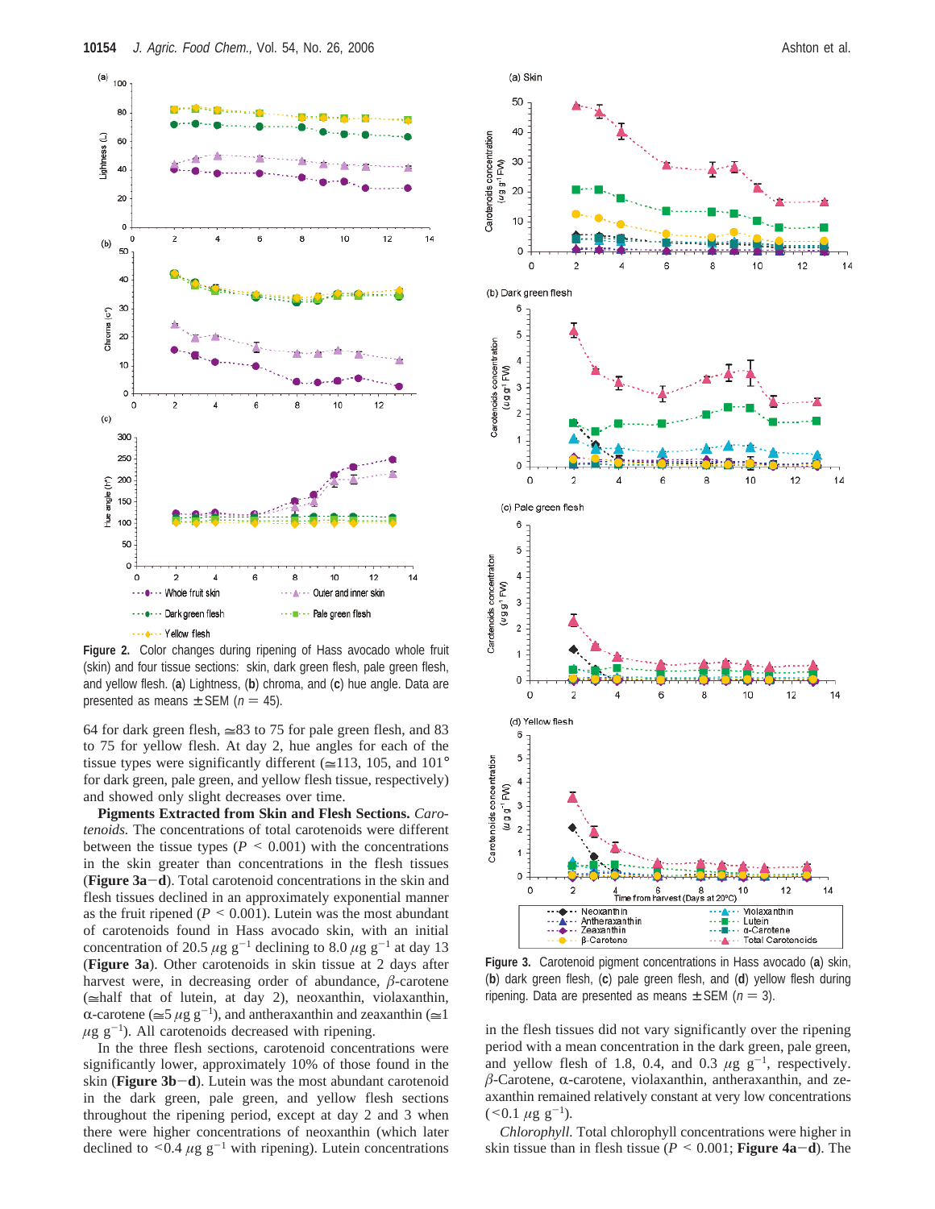(a)

100

80

60

40

20

0

Lightness (L)

0 2 4 6 8 10 12 14

(b)

50

40

30

20

10

0

Chroma (c*)

0 2 4 6 8 10 12

(c)

300

250

200

150

100

50

0

Hue angle (h°)

0 2 4 6 8 10 12 14

Whole fruit skin

Outer and inner skin

Dark green flesh

Pale green flesh

Yellow flesh

**Figure 2.** Color changes during ripening of Hass avocado whole fruit (skin) and four tissue sections: skin, dark green flesh, pale green flesh, and yellow flesh. (**a**) Lightness, (**b**) chroma, and (**c**) hue angle. Data are presented as means ± SEM ($n$ = 45).

(a) Skin

Carotenoids concentration ($\mu g\ g^{-1}$ FW)

50

40

30

20

10

0

0 2 4 6 8 10 12 14

(b) Dark green flesh

Carotenoids concentration ($\mu g\ g^{-1}$ FW)

6

5

4

3

2

1

0

0 2 4 6 8 10 12 14

(c) Pale green flesh

Carotenoids concentration ($\mu g\ g^{-1}$ FW)

6

5

4

3

2

1

0

0 2 4 6 8 10 12 14

(d) Yellow flesh

Carotenoids concentration ($\mu g\ g^{-1}$ FW)

6

5

4

3

2

1

0

0 2 4 6 8 10 12 14

Time from harvest (Days at 20°C)

Neoxanthin

Violaxanthin

Antheraxanthin

Lutein

Zeaxanthin

α-Carotene

β-Carotene

Total Carotenoids

**Figure 3.** Carotenoid pigment concentrations in Hass avocado (**a**) skin, (**b**) dark green flesh, (**c**) pale green flesh, and (**d**) yellow flesh during ripening. Data are presented as means ± SEM ($n$ = 3).

64 for dark green flesh, ≅83 to 75 for pale green flesh, and 83 to 75 for yellow flesh. At day 2, hue angles for each of the tissue types were significantly different (≅113, 105, and 101° for dark green, pale green, and yellow flesh tissue, respectively) and showed only slight decreases over time.

**Pigments Extracted from Skin and Flesh Sections.** *Carotenoids.* The concentrations of total carotenoids were different between the tissue types ($P$ < 0.001) with the concentrations in the skin greater than concentrations in the flesh tissues (**Figure 3a–d**). Total carotenoid concentrations in the skin and flesh tissues declined in an approximately exponential manner as the fruit ripened ($P$ < 0.001). Lutein was the most abundant of carotenoids found in Hass avocado skin, with an initial concentration of 20.5 $\mu g\ g^{-1}$ declining to 8.0 $\mu g\ g^{-1}$ at day 13 (**Figure 3a**). Other carotenoids in skin tissue at 2 days after harvest were, in decreasing order of abundance, β-carotene (≅half that of lutein, at day 2), neoxanthin, violaxanthin, α-carotene (≅5 $\mu g\ g^{-1}$), and antheraxanthin and zeaxanthin (≅1 $\mu g\ g^{-1}$). All carotenoids decreased with ripening.

In the three flesh sections, carotenoid concentrations were significantly lower, approximately 10% of those found in the skin (**Figure 3b–d**). Lutein was the most abundant carotenoid in the dark green, pale green, and yellow flesh sections throughout the ripening period, except at day 2 and 3 when there were higher concentrations of neoxanthin (which later declined to <0.4 $\mu g\ g^{-1}$ with ripening). Lutein concentrations in the flesh tissues did not vary significantly over the ripening period with a mean concentration in the dark green, pale green, and yellow flesh of 1.8, 0.4, and 0.3 $\mu g\ g^{-1}$, respectively. β-Carotene, α-carotene, violaxanthin, antheraxanthin, and zeaxanthin remained relatively constant at very low concentrations (<0.1 $\mu g\ g^{-1}$).

*Chlorophyll.* Total chlorophyll concentrations were higher in skin tissue than in flesh tissue ($P$ < 0.001; **Figure 4a–d**). The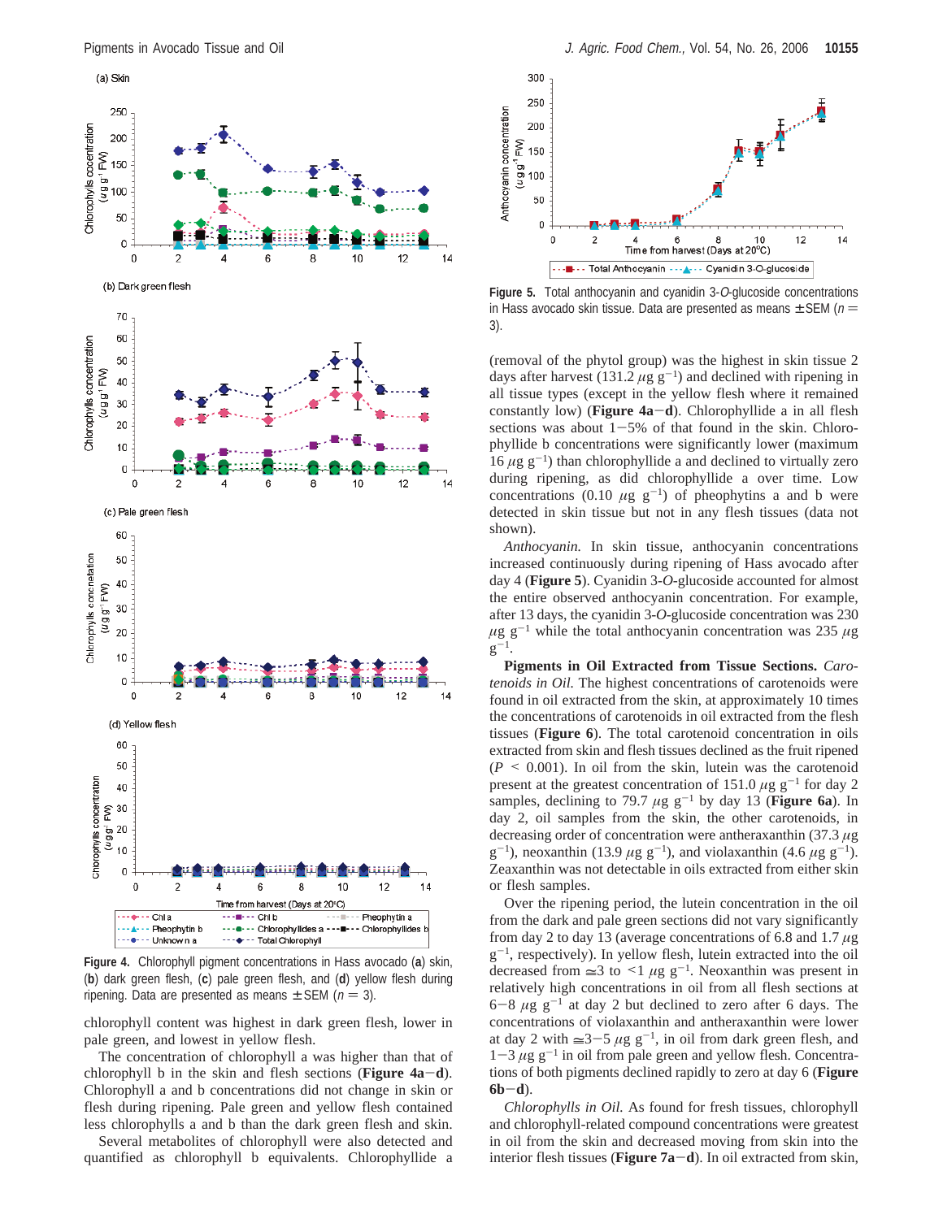(a) Skin

Chlorophylls concentration ($\mu g\ g^{-1}$ FW)

250
200
150
100
50
0

0 2 4 6 8 10 12 14

(b) Dark green flesh

Chlorophylls concentration ($\mu g\ g^{-1}$ FW)

70
60
50
40
30
20
10
0

0 2 4 6 8 10 12 14

(c) Pale green flesh

Chlorophylls concenetaton ($\mu g\ g^{-1}$ FW)

60
50
40
30
20
10
0

0 2 4 6 8 10 12 14

(d) Yellow flesh

Chorophylls concentraton ($\mu g\ g^{-1}$ FW)

60
50
40
30
20
10
0

0 2 4 6 8 10 12 14

Time from harvest (Days at 20°C)

Chl a
Chl b
Pheophytin a
Pheophytin b
Chlorophyllides a
Chlorophyllides b
Unknown a
Total Chlorophyll

**Figure 4.** Chlorophyll pigment concentrations in Hass avocado (**a**) skin, (**b**) dark green flesh, (**c**) pale green flesh, and (**d**) yellow flesh during ripening. Data are presented as means ± SEM ($n = 3$).

chlorophyll content was highest in dark green flesh, lower in pale green, and lowest in yellow flesh.

The concentration of chlorophyll a was higher than that of chlorophyll b in the skin and flesh sections (**Figure 4a–d**). Chlorophyll a and b concentrations did not change in skin or flesh during ripening. Pale green and yellow flesh contained less chlorophylls a and b than the dark green flesh and skin.

Several metabolites of chlorophyll were also detected and quantified as chlorophyll b equivalents. Chlorophyllide a (removal of the phytol group) was the highest in skin tissue 2 days after harvest (131.2 $\mu g\ g^{-1}$) and declined with ripening in all tissue types (except in the yellow flesh where it remained constantly low) (**Figure 4a–d**). Chlorophyllide a in all flesh sections was about 1–5% of that found in the skin. Chlorophyllide b concentrations were significantly lower (maximum 16 $\mu g\ g^{-1}$) than chlorophyllide a and declined to virtually zero during ripening, as did chlorophyllide a over time. Low concentrations (0.10 $\mu g\ g^{-1}$) of pheophytins a and b were detected in skin tissue but not in any flesh tissues (data not shown).

300
250
200
150
100
50
0

Anthocyanin concentration ($\mu g\ g^{-1}$ FW)

0 2 4 6 8 10 12 14

Time from harvest (Days at 20°C)

Total Anthocyanin
Cyanidin 3-O-glucoside

**Figure 5.** Total anthocyanin and cyanidin 3-*O*-glucoside concentrations in Hass avocado skin tissue. Data are presented as means ± SEM ($n = 3$).

*Anthocyanin.* In skin tissue, anthocyanin concentrations increased continuously during ripening of Hass avocado after day 4 (**Figure 5**). Cyanidin 3-*O*-glucoside accounted for almost the entire observed anthocyanin concentration. For example, after 13 days, the cyanidin 3-*O*-glucoside concentration was 230 $\mu g\ g^{-1}$ while the total anthocyanin concentration was 235 $\mu g\ g^{-1}$.

**Pigments in Oil Extracted from Tissue Sections.** *Carotenoids in Oil.* The highest concentrations of carotenoids were found in oil extracted from the skin, at approximately 10 times the concentrations of carotenoids in oil extracted from the flesh tissues (**Figure 6**). The total carotenoid concentration in oils extracted from skin and flesh tissues declined as the fruit ripened ($P < 0.001$). In oil from the skin, lutein was the carotenoid present at the greatest concentration of 151.0 $\mu g\ g^{-1}$ for day 2 samples, declining to 79.7 $\mu g\ g^{-1}$ by day 13 (**Figure 6a**). In day 2, oil samples from the skin, the other carotenoids, in decreasing order of concentration were antheraxanthin (37.3 $\mu g\ g^{-1}$), neoxanthin (13.9 $\mu g\ g^{-1}$), and violaxanthin (4.6 $\mu g\ g^{-1}$). Zeaxanthin was not detectable in oils extracted from either skin or flesh samples.

Over the ripening period, the lutein concentration in the oil from the dark and pale green sections did not vary significantly from day 2 to day 13 (average concentrations of 6.8 and 1.7 $\mu g\ g^{-1}$, respectively). In yellow flesh, lutein extracted into the oil decreased from ≅3 to <1 $\mu g\ g^{-1}$. Neoxanthin was present in relatively high concentrations in oil from all flesh sections at 6–8 $\mu g\ g^{-1}$ at day 2 but declined to zero after 6 days. The concentrations of violaxanthin and antheraxanthin were lower at day 2 with ≅3–5 $\mu g\ g^{-1}$, in oil from dark green flesh, and 1–3 $\mu g\ g^{-1}$ in oil from pale green and yellow flesh. Concentrations of both pigments declined rapidly to zero at day 6 (**Figure 6b–d**).

*Chlorophylls in Oil.* As found for fresh tissues, chlorophyll and chlorophyll-related compound concentrations were greatest in oil from the skin and decreased moving from skin into the interior flesh tissues (**Figure 7a–d**). In oil extracted from skin,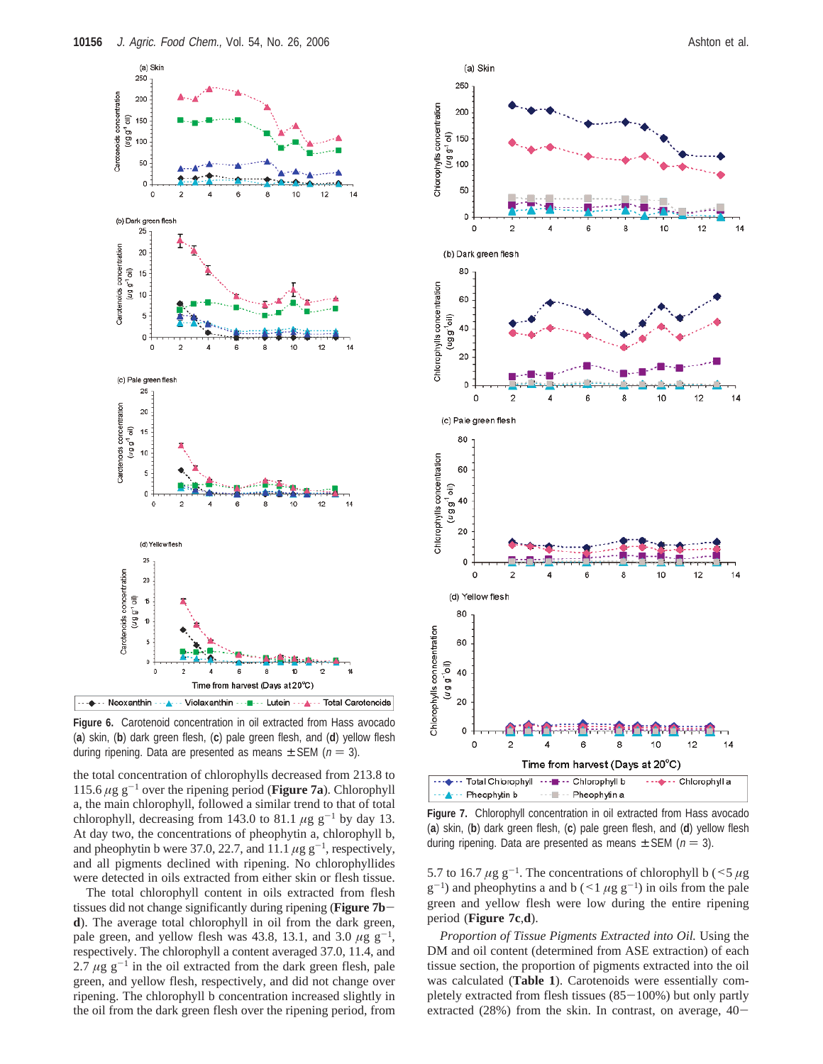(a) Skin

Carotenoids concentration ($\mu g\ g^{-1}$ oil)

250, 200, 150, 100, 50, 0

0 2 4 6 8 10 12 14

(b) Dark green flesh

Carotenoids concentration ($\mu g\ g^{-1}$ oil)

25, 20, 15, 10, 5, 0

0 2 4 6 8 10 12 14

(c) Pale green flesh

Carotenoids concentration ($\mu g\ g^{-1}$ oil)

25, 20, 15, 10, 5, 0

0 2 4 6 8 10 12 14

(d) Yellow flesh

Carotenoids concentration ($\mu g\ g^{-1}$ oil)

25, 20, 15, 10, 5, 0

0 2 4 6 8 10 12 14

Time from harvest (Days at 20°C)

Neoxanthin, Violaxanthin, Lutein, Total Carotenoids

**Figure 6.** Carotenoid concentration in oil extracted from Hass avocado (**a**) skin, (**b**) dark green flesh, (**c**) pale green flesh, and (**d**) yellow flesh during ripening. Data are presented as means ± SEM ($n$ = 3).

(a) Skin

Chlorophylls concentration ($\mu g\ g^{-1}$ oil)

250, 200, 150, 100, 50, 0

0 2 4 6 8 10 12 14

(b) Dark green flesh

Chlorophylls concentration ($\mu g\ g^{-1}$ oil)

80, 60, 40, 20, 0

0 2 4 6 8 10 12 14

(c) Pale green flesh

Chlorophylls concentration ($\mu g\ g^{-1}$ oil)

80, 60, 40, 20, 0

0 2 4 6 8 10 12 14

(d) Yellow flesh

Chlorophylls concentration ($\mu g\ g^{-1}$ oil)

80, 60, 40, 20, 0

0 2 4 6 8 10 12 14

Time from harvest (Days at 20°C)

Total Chlorophyll, Chlorophyll b, Chlorophyll a, Pheophytin b, Pheophytin a

**Figure 7.** Chlorophyll concentration in oil extracted from Hass avocado (**a**) skin, (**b**) dark green flesh, (**c**) pale green flesh, and (**d**) yellow flesh during ripening. Data are presented as means ± SEM ($n$ = 3).

the total concentration of chlorophylls decreased from 213.8 to 115.6 $\mu g\ g^{-1}$ over the ripening period (**Figure 7a**). Chlorophyll a, the main chlorophyll, followed a similar trend to that of total chlorophyll, decreasing from 143.0 to 81.1 $\mu g\ g^{-1}$ by day 13. At day two, the concentrations of pheophytin a, chlorophyll b, and pheophytin b were 37.0, 22.7, and 11.1 $\mu g\ g^{-1}$, respectively, and all pigments declined with ripening. No chlorophyllides were detected in oils extracted from either skin or flesh tissue.

The total chlorophyll content in oils extracted from flesh tissues did not change significantly during ripening (**Figure 7b–d**). The average total chlorophyll in oil from the dark green, pale green, and yellow flesh was 43.8, 13.1, and 3.0 $\mu g\ g^{-1}$, respectively. The chlorophyll a content averaged 37.0, 11.4, and 2.7 $\mu g\ g^{-1}$ in the oil extracted from the dark green flesh, pale green, and yellow flesh, respectively, and did not change over ripening. The chlorophyll b concentration increased slightly in the oil from the dark green flesh over the ripening period, from 5.7 to 16.7 $\mu g\ g^{-1}$. The concentrations of chlorophyll b (<5 $\mu g\ g^{-1}$) and pheophytins a and b (<1 $\mu g\ g^{-1}$) in oils from the pale green and yellow flesh were low during the entire ripening period (**Figure 7c**,**d**).

*Proportion of Tissue Pigments Extracted into Oil.* Using the DM and oil content (determined from ASE extraction) of each tissue section, the proportion of pigments extracted into the oil was calculated (**Table 1**). Carotenoids were essentially completely extracted from flesh tissues (85–100%) but only partly extracted (28%) from the skin. In contrast, on average, 40–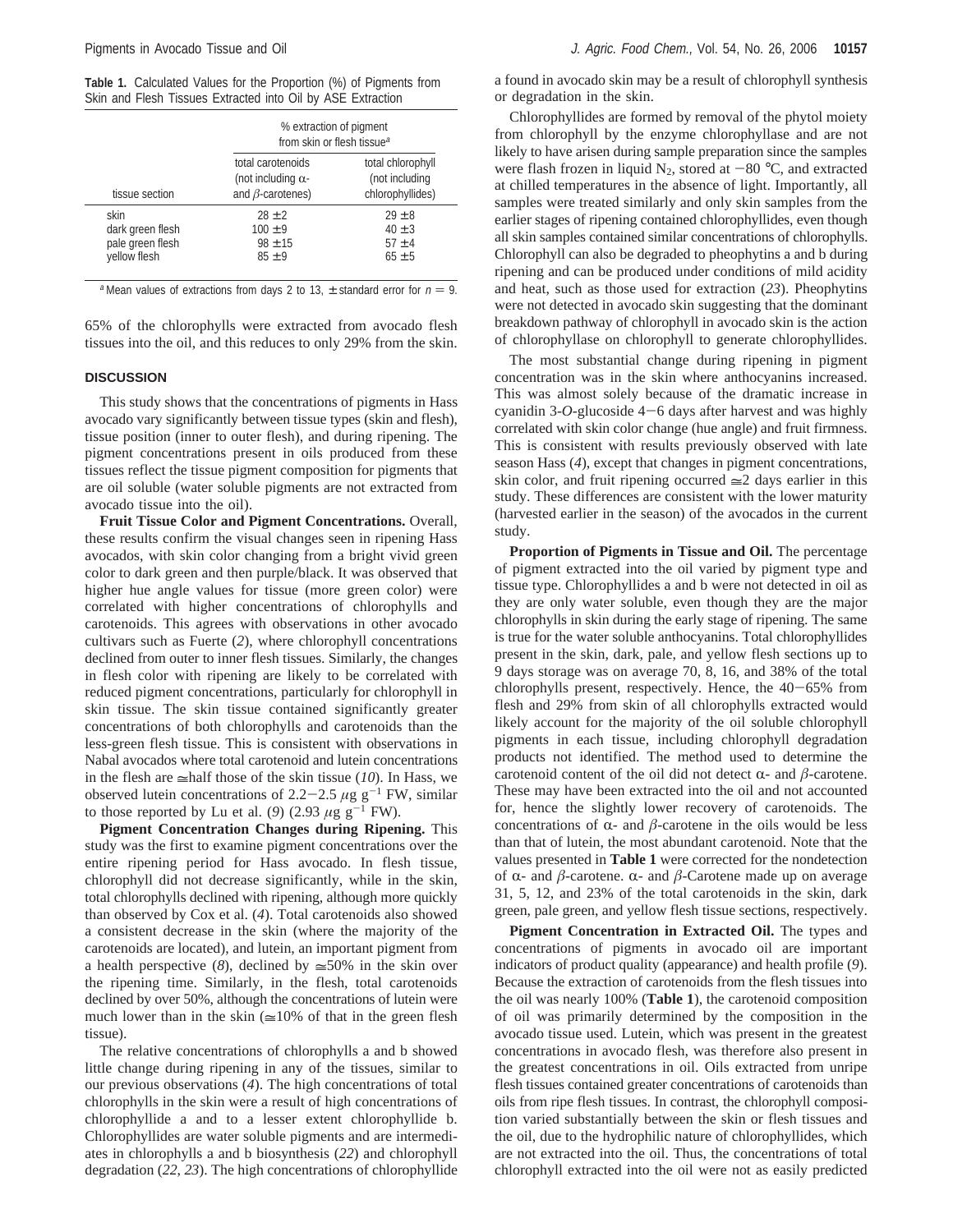**Table 1.** Calculated Values for the Proportion (%) of Pigments from Skin and Flesh Tissues Extracted into Oil by ASE Extraction

| | % extraction of pigment from skin or flesh tissue[a] | |
|---|---|---|
| tissue section | total carotenoids (not including α- and β-carotenes) | total chlorophyll (not including chlorophyllides) |
| skin | 28 ± 2 | 29 ± 8 |
| dark green flesh | 100 ± 9 | 40 ± 3 |
| pale green flesh | 98 ± 15 | 57 ± 4 |
| yellow flesh | 85 ± 9 | 65 ± 5 |

[a] Mean values of extractions from days 2 to 13, ± standard error for $n = 9$.

65% of the chlorophylls were extracted from avocado flesh tissues into the oil, and this reduces to only 29% from the skin.

## DISCUSSION

This study shows that the concentrations of pigments in Hass avocado vary significantly between tissue types (skin and flesh), tissue position (inner to outer flesh), and during ripening. The pigment concentrations present in oils produced from these tissues reflect the tissue pigment composition for pigments that are oil soluble (water soluble pigments are not extracted from avocado tissue into the oil).

**Fruit Tissue Color and Pigment Concentrations.** Overall, these results confirm the visual changes seen in ripening Hass avocados, with skin color changing from a bright vivid green color to dark green and then purple/black. It was observed that higher hue angle values for tissue (more green color) were correlated with higher concentrations of chlorophylls and carotenoids. This agrees with observations in other avocado cultivars such as Fuerte (*2*), where chlorophyll concentrations declined from outer to inner flesh tissues. Similarly, the changes in flesh color with ripening are likely to be correlated with reduced pigment concentrations, particularly for chlorophyll in skin tissue. The skin tissue contained significantly greater concentrations of both chlorophylls and carotenoids than the less-green flesh tissue. This is consistent with observations in Nabal avocados where total carotenoid and lutein concentrations in the flesh are ≅half those of the skin tissue (*10*). In Hass, we observed lutein concentrations of 2.2−2.5 $\mu g\ g^{-1}$ FW, similar to those reported by Lu et al. (*9*) (2.93 $\mu g\ g^{-1}$ FW).

**Pigment Concentration Changes during Ripening.** This study was the first to examine pigment concentrations over the entire ripening period for Hass avocado. In flesh tissue, chlorophyll did not decrease significantly, while in the skin, total chlorophylls declined with ripening, although more quickly than observed by Cox et al. (*4*). Total carotenoids also showed a consistent decrease in the skin (where the majority of the carotenoids are located), and lutein, an important pigment from a health perspective (*8*), declined by ≅50% in the skin over the ripening time. Similarly, in the flesh, total carotenoids declined by over 50%, although the concentrations of lutein were much lower than in the skin (≅10% of that in the green flesh tissue).

The relative concentrations of chlorophylls a and b showed little change during ripening in any of the tissues, similar to our previous observations (*4*). The high concentrations of total chlorophylls in the skin were a result of high concentrations of chlorophyllide a and to a lesser extent chlorophyllide b. Chlorophyllides are water soluble pigments and are intermediates in chlorophylls a and b biosynthesis (*22*) and chlorophyll degradation (*22*, *23*). The high concentrations of chlorophyllide a found in avocado skin may be a result of chlorophyll synthesis or degradation in the skin.

Chlorophyllides are formed by removal of the phytol moiety from chlorophyll by the enzyme chlorophyllase and are not likely to have arisen during sample preparation since the samples were flash frozen in liquid $N_2$, stored at −80 °C, and extracted at chilled temperatures in the absence of light. Importantly, all samples were treated similarly and only skin samples from the earlier stages of ripening contained chlorophyllides, even though all skin samples contained similar concentrations of chlorophylls. Chlorophyll can also be degraded to pheophytins a and b during ripening and can be produced under conditions of mild acidity and heat, such as those used for extraction (*23*). Pheophytins were not detected in avocado skin suggesting that the dominant breakdown pathway of chlorophyll in avocado skin is the action of chlorophyllase on chlorophyll to generate chlorophyllides.

The most substantial change during ripening in pigment concentration was in the skin where anthocyanins increased. This was almost solely because of the dramatic increase in cyanidin 3-*O*-glucoside 4−6 days after harvest and was highly correlated with skin color change (hue angle) and fruit firmness. This is consistent with results previously observed with late season Hass (*4*), except that changes in pigment concentrations, skin color, and fruit ripening occurred ≅2 days earlier in this study. These differences are consistent with the lower maturity (harvested earlier in the season) of the avocados in the current study.

**Proportion of Pigments in Tissue and Oil.** The percentage of pigment extracted into the oil varied by pigment type and tissue type. Chlorophyllides a and b were not detected in oil as they are only water soluble, even though they are the major chlorophylls in skin during the early stage of ripening. The same is true for the water soluble anthocyanins. Total chlorophyllides present in the skin, dark, pale, and yellow flesh sections up to 9 days storage was on average 70, 8, 16, and 38% of the total chlorophylls present, respectively. Hence, the 40−65% from flesh and 29% from skin of all chlorophylls extracted would likely account for the majority of the oil soluble chlorophyll pigments in each tissue, including chlorophyll degradation products not identified. The method used to determine the carotenoid content of the oil did not detect α- and β-carotene. These may have been extracted into the oil and not accounted for, hence the slightly lower recovery of carotenoids. The concentrations of α- and β-carotene in the oils would be less than that of lutein, the most abundant carotenoid. Note that the values presented in **Table 1** were corrected for the nondetection of α- and β-carotene. α- and β-Carotene made up on average 31, 5, 12, and 23% of the total carotenoids in the skin, dark green, pale green, and yellow flesh tissue sections, respectively.

**Pigment Concentration in Extracted Oil.** The types and concentrations of pigments in avocado oil are important indicators of product quality (appearance) and health profile (*9*). Because the extraction of carotenoids from the flesh tissues into the oil was nearly 100% (**Table 1**), the carotenoid composition of oil was primarily determined by the composition in the avocado tissue used. Lutein, which was present in the greatest concentrations in avocado flesh, was therefore also present in the greatest concentrations in oil. Oils extracted from unripe flesh tissues contained greater concentrations of carotenoids than oils from ripe flesh tissues. In contrast, the chlorophyll composition varied substantially between the skin or flesh tissues and the oil, due to the hydrophilic nature of chlorophyllides, which are not extracted into the oil. Thus, the concentrations of total chlorophyll extracted into the oil were not as easily predicted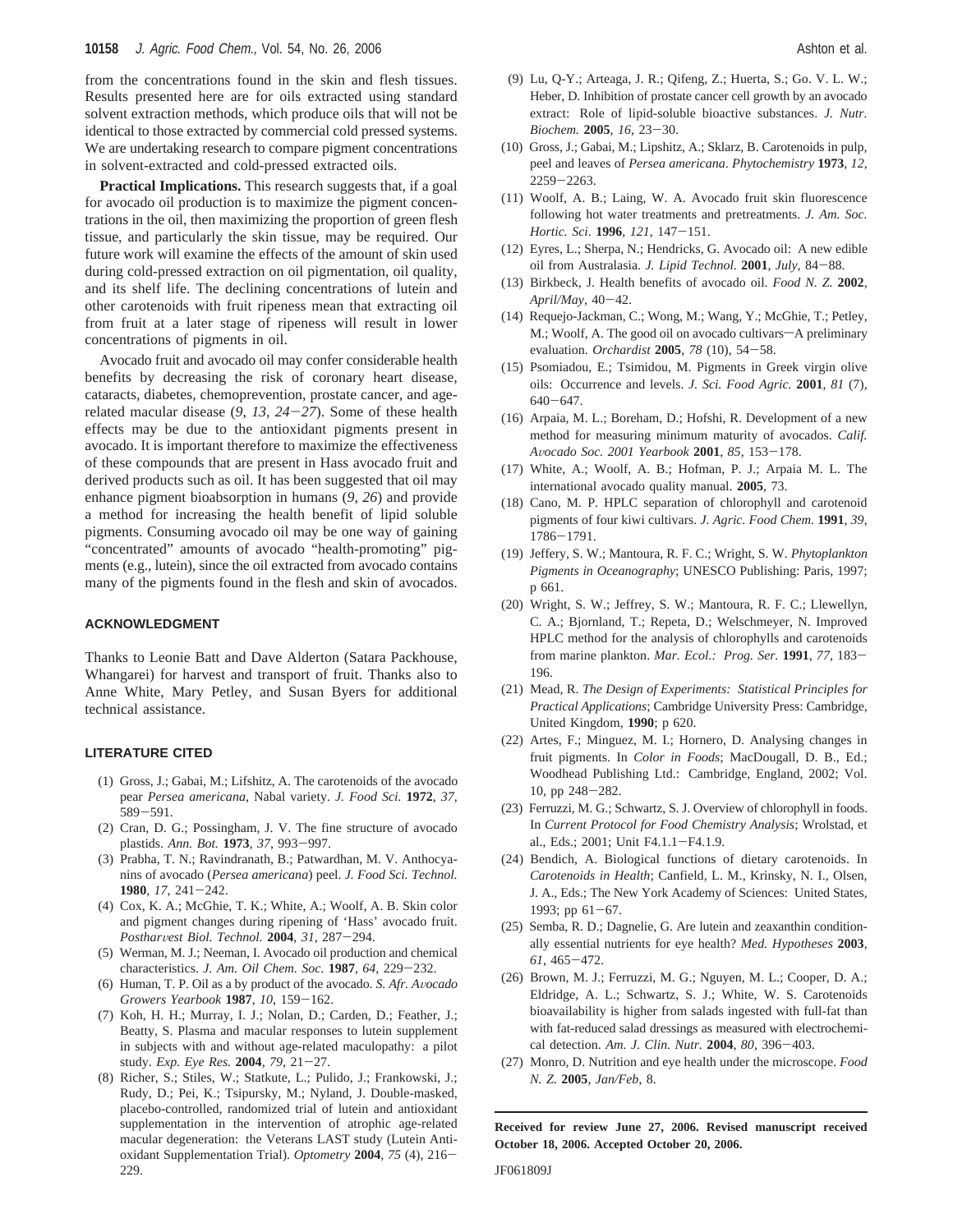from the concentrations found in the skin and flesh tissues. Results presented here are for oils extracted using standard solvent extraction methods, which produce oils that will not be identical to those extracted by commercial cold pressed systems. We are undertaking research to compare pigment concentrations in solvent-extracted and cold-pressed extracted oils.

**Practical Implications.** This research suggests that, if a goal for avocado oil production is to maximize the pigment concentrations in the oil, then maximizing the proportion of green flesh tissue, and particularly the skin tissue, may be required. Our future work will examine the effects of the amount of skin used during cold-pressed extraction on oil pigmentation, oil quality, and its shelf life. The declining concentrations of lutein and other carotenoids with fruit ripeness mean that extracting oil from fruit at a later stage of ripeness will result in lower concentrations of pigments in oil.

Avocado fruit and avocado oil may confer considerable health benefits by decreasing the risk of coronary heart disease, cataracts, diabetes, chemoprevention, prostate cancer, and age-related macular disease (*9*, *13*, *24*–*27*). Some of these health effects may be due to the antioxidant pigments present in avocado. It is important therefore to maximize the effectiveness of these compounds that are present in Hass avocado fruit and derived products such as oil. It has been suggested that oil may enhance pigment bioabsorption in humans (*9*, *26*) and provide a method for increasing the health benefit of lipid soluble pigments. Consuming avocado oil may be one way of gaining "concentrated" amounts of avocado "health-promoting" pigments (e.g., lutein), since the oil extracted from avocado contains many of the pigments found in the flesh and skin of avocados.

## ACKNOWLEDGMENT

Thanks to Leonie Batt and Dave Alderton (Satara Packhouse, Whangarei) for harvest and transport of fruit. Thanks also to Anne White, Mary Petley, and Susan Byers for additional technical assistance.

## LITERATURE CITED

(1) Gross, J.; Gabai, M.; Lifshitz, A. The carotenoids of the avocado pear *Persea americana*, Nabal variety. *J. Food Sci.* **1972**, *37*, 589–591.

(2) Cran, D. G.; Possingham, J. V. The fine structure of avocado plastids. *Ann. Bot.* **1973**, *37*, 993–997.

(3) Prabha, T. N.; Ravindranath, B.; Patwardhan, M. V. Anthocyanins of avocado (*Persea americana*) peel. *J. Food Sci. Technol.* **1980**, *17*, 241–242.

(4) Cox, K. A.; McGhie, T. K.; White, A.; Woolf, A. B. Skin color and pigment changes during ripening of 'Hass' avocado fruit. *Postharvest Biol. Technol.* **2004**, *31*, 287–294.

(5) Werman, M. J.; Neeman, I. Avocado oil production and chemical characteristics. *J. Am. Oil Chem. Soc.* **1987**, *64*, 229–232.

(6) Human, T. P. Oil as a by product of the avocado. *S. Afr. Avocado Growers Yearbook* **1987**, *10*, 159–162.

(7) Koh, H. H.; Murray, I. J.; Nolan, D.; Carden, D.; Feather, J.; Beatty, S. Plasma and macular responses to lutein supplement in subjects with and without age-related maculopathy: a pilot study. *Exp. Eye Res.* **2004**, *79*, 21–27.

(8) Richer, S.; Stiles, W.; Statkute, L.; Pulido, J.; Frankowski, J.; Rudy, D.; Pei, K.; Tsipursky, M.; Nyland, J. Double-masked, placebo-controlled, randomized trial of lutein and antioxidant supplementation in the intervention of atrophic age-related macular degeneration: the Veterans LAST study (Lutein Antioxidant Supplementation Trial). *Optometry* **2004**, *75* (4), 216–229.

(9) Lu, Q-Y.; Arteaga, J. R.; Qifeng, Z.; Huerta, S.; Go. V. L. W.; Heber, D. Inhibition of prostate cancer cell growth by an avocado extract: Role of lipid-soluble bioactive substances. *J. Nutr. Biochem.* **2005**, *16*, 23–30.

(10) Gross, J.; Gabai, M.; Lipshitz, A.; Sklarz, B. Carotenoids in pulp, peel and leaves of *Persea americana*. *Phytochemistry* **1973**, *12*, 2259–2263.

(11) Woolf, A. B.; Laing, W. A. Avocado fruit skin fluorescence following hot water treatments and pretreatments. *J. Am. Soc. Hortic. Sci.* **1996**, *121*, 147–151.

(12) Eyres, L.; Sherpa, N.; Hendricks, G. Avocado oil: A new edible oil from Australasia. *J. Lipid Technol.* **2001**, *July*, 84–88.

(13) Birkbeck, J. Health benefits of avocado oil. *Food N. Z.* **2002**, *April/May*, 40–42.

(14) Requejo-Jackman, C.; Wong, M.; Wang, Y.; McGhie, T.; Petley, M.; Woolf, A. The good oil on avocado cultivars—A preliminary evaluation. *Orchardist* **2005**, *78* (10), 54–58.

(15) Psomiadou, E.; Tsimidou, M. Pigments in Greek virgin olive oils: Occurrence and levels. *J. Sci. Food Agric.* **2001**, *81* (7), 640–647.

(16) Arpaia, M. L.; Boreham, D.; Hofshi, R. Development of a new method for measuring minimum maturity of avocados. *Calif. Avocado Soc. 2001 Yearbook* **2001**, *85*, 153–178.

(17) White, A.; Woolf, A. B.; Hofman, P. J.; Arpaia M. L. The international avocado quality manual. **2005**, 73.

(18) Cano, M. P. HPLC separation of chlorophyll and carotenoid pigments of four kiwi cultivars. *J. Agric. Food Chem.* **1991**, *39*, 1786–1791.

(19) Jeffery, S. W.; Mantoura, R. F. C.; Wright, S. W. *Phytoplankton Pigments in Oceanography*; UNESCO Publishing: Paris, 1997; p 661.

(20) Wright, S. W.; Jeffrey, S. W.; Mantoura, R. F. C.; Llewellyn, C. A.; Bjornland, T.; Repeta, D.; Welschmeyer, N. Improved HPLC method for the analysis of chlorophylls and carotenoids from marine plankton. *Mar. Ecol.: Prog. Ser.* **1991**, *77*, 183–196.

(21) Mead, R. *The Design of Experiments: Statistical Principles for Practical Applications*; Cambridge University Press: Cambridge, United Kingdom, **1990**; p 620.

(22) Artes, F.; Minguez, M. I.; Hornero, D. Analysing changes in fruit pigments. In *Color in Foods*; MacDougall, D. B., Ed.; Woodhead Publishing Ltd.: Cambridge, England, 2002; Vol. 10, pp 248–282.

(23) Ferruzzi, M. G.; Schwartz, S. J. Overview of chlorophyll in foods. In *Current Protocol for Food Chemistry Analysis*; Wrolstad, et al., Eds.; 2001; Unit F4.1.1–F4.1.9.

(24) Bendich, A. Biological functions of dietary carotenoids. In *Carotenoids in Health*; Canfield, L. M., Krinsky, N. I., Olsen, J. A., Eds.; The New York Academy of Sciences: United States, 1993; pp 61–67.

(25) Semba, R. D.; Dagnelie, G. Are lutein and zeaxanthin conditionally essential nutrients for eye health? *Med. Hypotheses* **2003**, *61*, 465–472.

(26) Brown, M. J.; Ferruzzi, M. G.; Nguyen, M. L.; Cooper, D. A.; Eldridge, A. L.; Schwartz, S. J.; White, W. S. Carotenoids bioavailability is higher from salads ingested with full-fat than with fat-reduced salad dressings as measured with electrochemical detection. *Am. J. Clin. Nutr.* **2004**, *80*, 396–403.

(27) Monro, D. Nutrition and eye health under the microscope. *Food N. Z.* **2005**, *Jan/Feb*, 8.

**Received for review June 27, 2006. Revised manuscript received October 18, 2006. Accepted October 20, 2006.**

JF061809J